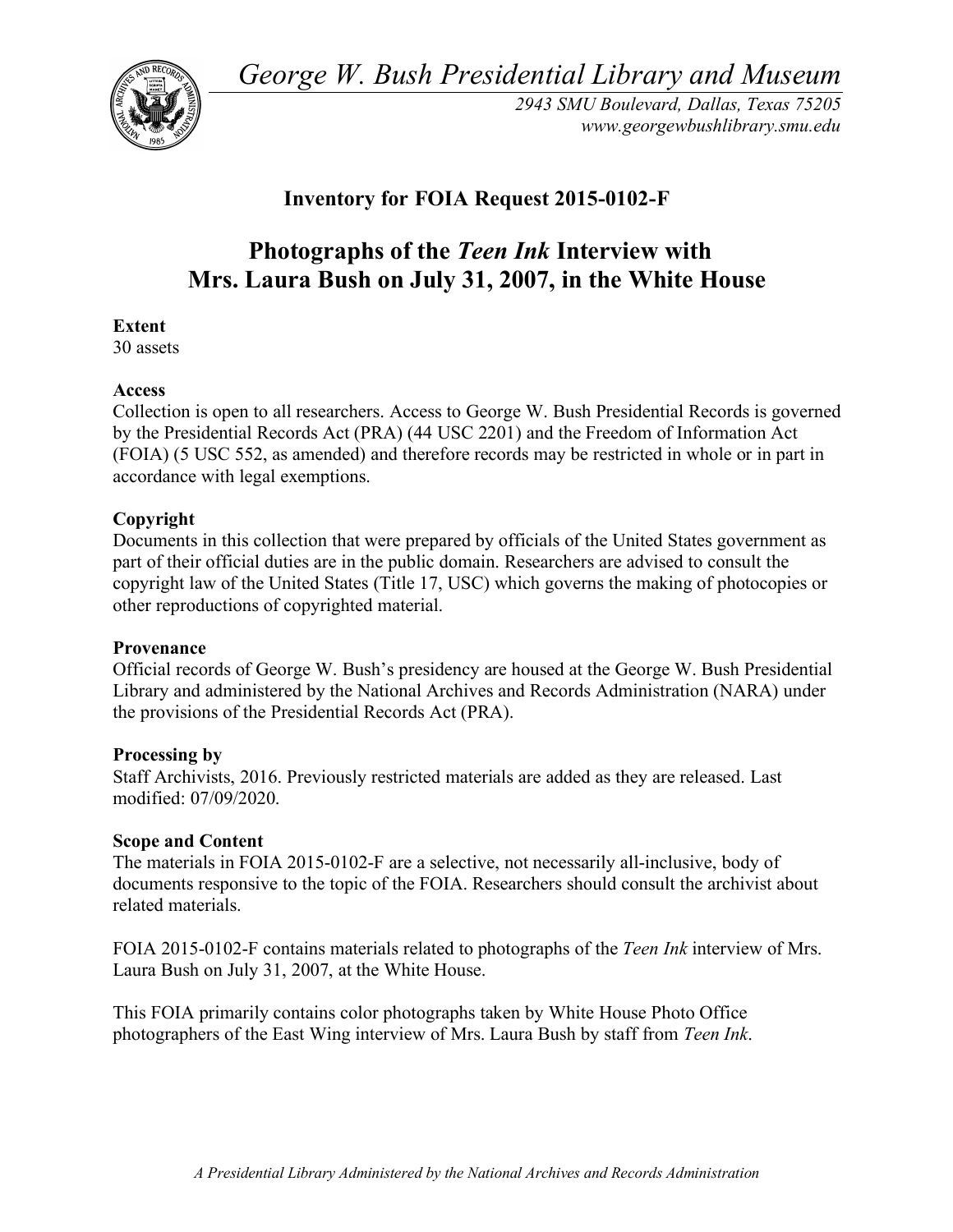*George W. Bush Presidential Library and Museum*

*2943 SMU Boulevard, Dallas, Texas 75205*
*www.georgewbushlibrary.smu.edu*

## Inventory for FOIA Request 2015-0102-F

# Photographs of the *Teen Ink* Interview with Mrs. Laura Bush on July 31, 2007, in the White House

**Extent**
30 assets

**Access**
Collection is open to all researchers. Access to George W. Bush Presidential Records is governed by the Presidential Records Act (PRA) (44 USC 2201) and the Freedom of Information Act (FOIA) (5 USC 552, as amended) and therefore records may be restricted in whole or in part in accordance with legal exemptions.

**Copyright**
Documents in this collection that were prepared by officials of the United States government as part of their official duties are in the public domain. Researchers are advised to consult the copyright law of the United States (Title 17, USC) which governs the making of photocopies or other reproductions of copyrighted material.

**Provenance**
Official records of George W. Bush's presidency are housed at the George W. Bush Presidential Library and administered by the National Archives and Records Administration (NARA) under the provisions of the Presidential Records Act (PRA).

**Processing by**
Staff Archivists, 2016. Previously restricted materials are added as they are released. Last modified: 07/09/2020.

**Scope and Content**
The materials in FOIA 2015-0102-F are a selective, not necessarily all-inclusive, body of documents responsive to the topic of the FOIA. Researchers should consult the archivist about related materials.

FOIA 2015-0102-F contains materials related to photographs of the *Teen Ink* interview of Mrs. Laura Bush on July 31, 2007, at the White House.

This FOIA primarily contains color photographs taken by White House Photo Office photographers of the East Wing interview of Mrs. Laura Bush by staff from *Teen Ink*.

*A Presidential Library Administered by the National Archives and Records Administration*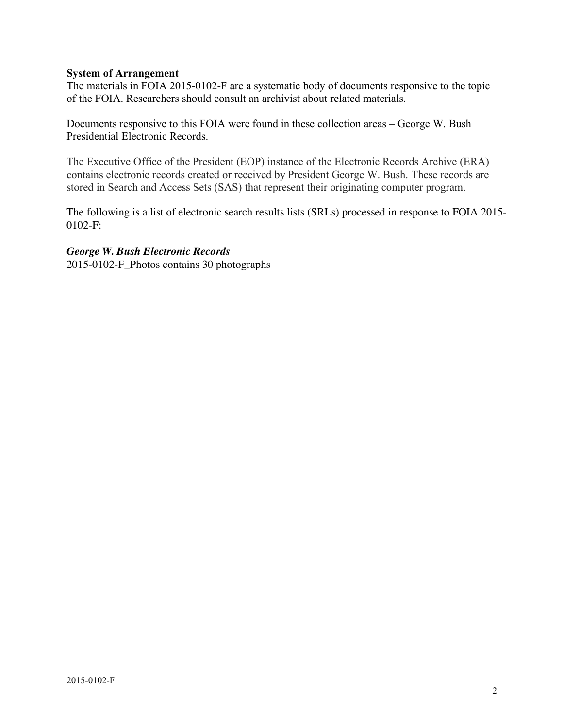**System of Arrangement**
The materials in FOIA 2015-0102-F are a systematic body of documents responsive to the topic of the FOIA. Researchers should consult an archivist about related materials.

Documents responsive to this FOIA were found in these collection areas – George W. Bush Presidential Electronic Records.

The Executive Office of the President (EOP) instance of the Electronic Records Archive (ERA) contains electronic records created or received by President George W. Bush. These records are stored in Search and Access Sets (SAS) that represent their originating computer program.

The following is a list of electronic search results lists (SRLs) processed in response to FOIA 2015-0102-F:

***George W. Bush Electronic Records***
2015-0102-F_Photos contains 30 photographs